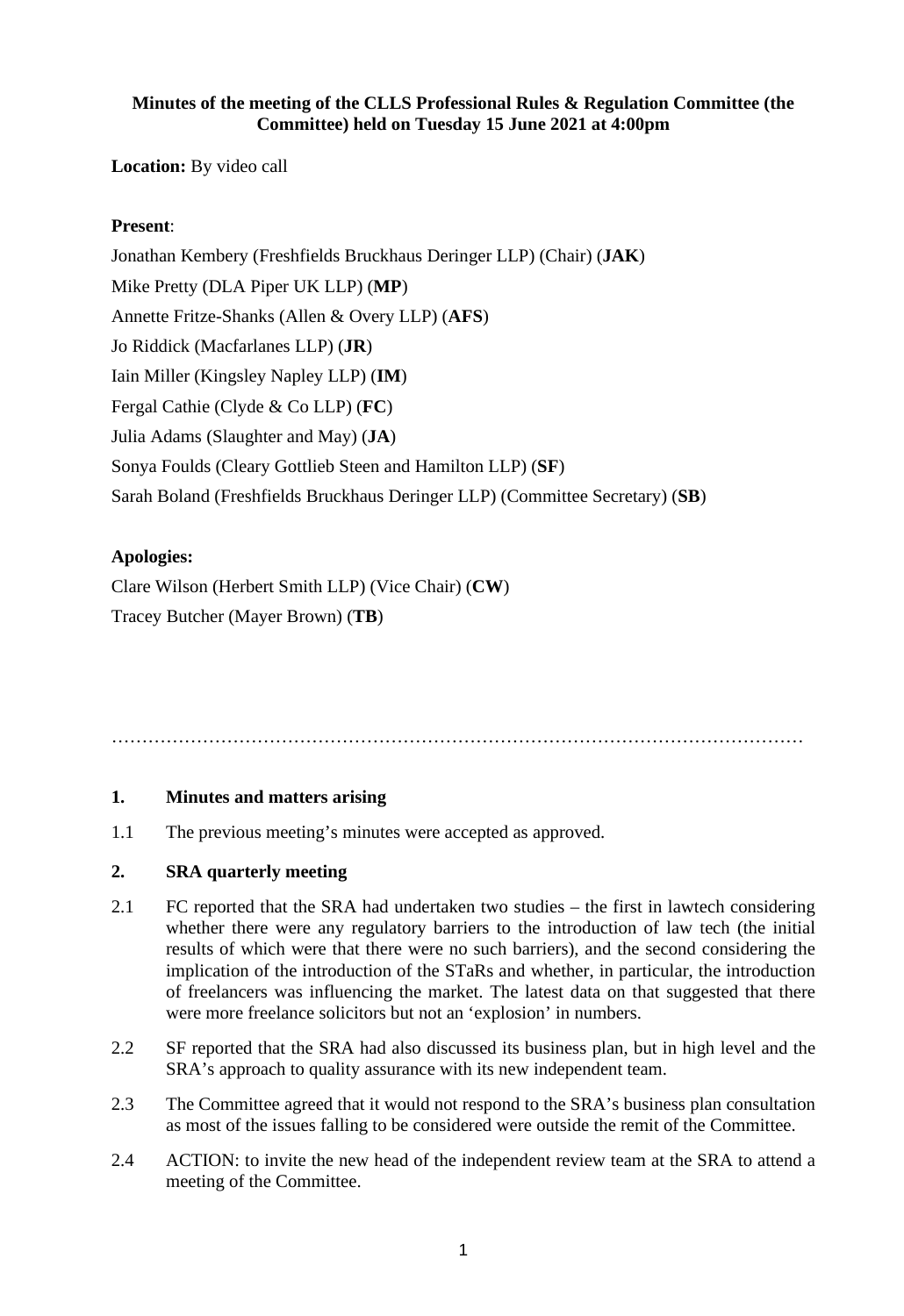**Minutes of the meeting of the CLLS Professional Rules & Regulation Committee (the Committee) held on Tuesday 15 June 2021 at 4:00pm**

**Location:** By video call

**Present**:

Jonathan Kembery (Freshfields Bruckhaus Deringer LLP) (Chair) (**JAK**)

Mike Pretty (DLA Piper UK LLP) (**MP**)

Annette Fritze-Shanks (Allen & Overy LLP) (**AFS**)

Jo Riddick (Macfarlanes LLP) (**JR**)

Iain Miller (Kingsley Napley LLP) (**IM**)

Fergal Cathie (Clyde & Co LLP) (**FC**)

Julia Adams (Slaughter and May) (**JA**)

Sonya Foulds (Cleary Gottlieb Steen and Hamilton LLP) (**SF**)

Sarah Boland (Freshfields Bruckhaus Deringer LLP) (Committee Secretary) (**SB**)

**Apologies:**

Clare Wilson (Herbert Smith LLP) (Vice Chair) (**CW**)

Tracey Butcher (Mayer Brown) (**TB**)

…………………………………………………………………………………………………

## 1. Minutes and matters arising

1.1 The previous meeting's minutes were accepted as approved.

## 2. SRA quarterly meeting

2.1 FC reported that the SRA had undertaken two studies – the first in lawtech considering whether there were any regulatory barriers to the introduction of law tech (the initial results of which were that there were no such barriers), and the second considering the implication of the introduction of the STaRs and whether, in particular, the introduction of freelancers was influencing the market. The latest data on that suggested that there were more freelance solicitors but not an 'explosion' in numbers.

2.2 SF reported that the SRA had also discussed its business plan, but in high level and the SRA's approach to quality assurance with its new independent team.

2.3 The Committee agreed that it would not respond to the SRA's business plan consultation as most of the issues falling to be considered were outside the remit of the Committee.

2.4 ACTION: to invite the new head of the independent review team at the SRA to attend a meeting of the Committee.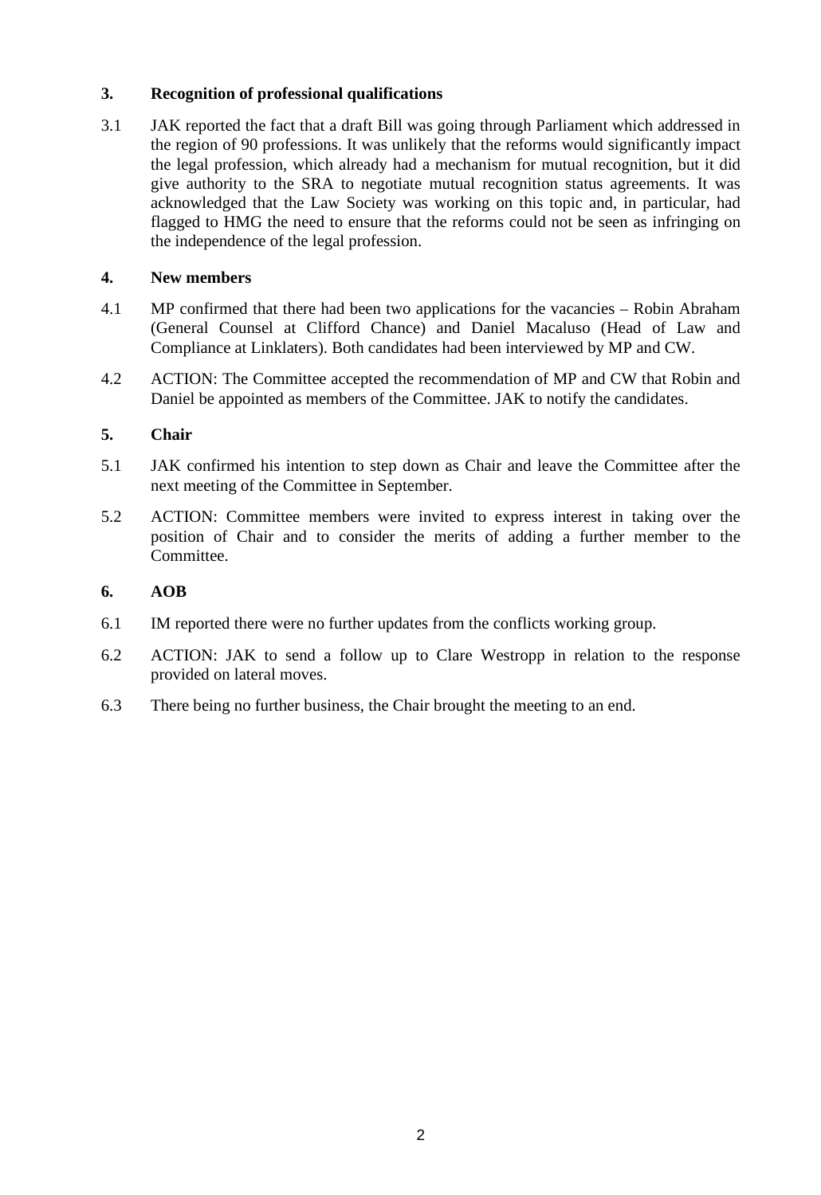## 3. Recognition of professional qualifications

3.1 JAK reported the fact that a draft Bill was going through Parliament which addressed in the region of 90 professions. It was unlikely that the reforms would significantly impact the legal profession, which already had a mechanism for mutual recognition, but it did give authority to the SRA to negotiate mutual recognition status agreements. It was acknowledged that the Law Society was working on this topic and, in particular, had flagged to HMG the need to ensure that the reforms could not be seen as infringing on the independence of the legal profession.

## 4. New members

4.1 MP confirmed that there had been two applications for the vacancies – Robin Abraham (General Counsel at Clifford Chance) and Daniel Macaluso (Head of Law and Compliance at Linklaters). Both candidates had been interviewed by MP and CW.

4.2 ACTION: The Committee accepted the recommendation of MP and CW that Robin and Daniel be appointed as members of the Committee. JAK to notify the candidates.

## 5. Chair

5.1 JAK confirmed his intention to step down as Chair and leave the Committee after the next meeting of the Committee in September.

5.2 ACTION: Committee members were invited to express interest in taking over the position of Chair and to consider the merits of adding a further member to the Committee.

## 6. AOB

6.1 IM reported there were no further updates from the conflicts working group.

6.2 ACTION: JAK to send a follow up to Clare Westropp in relation to the response provided on lateral moves.

6.3 There being no further business, the Chair brought the meeting to an end.